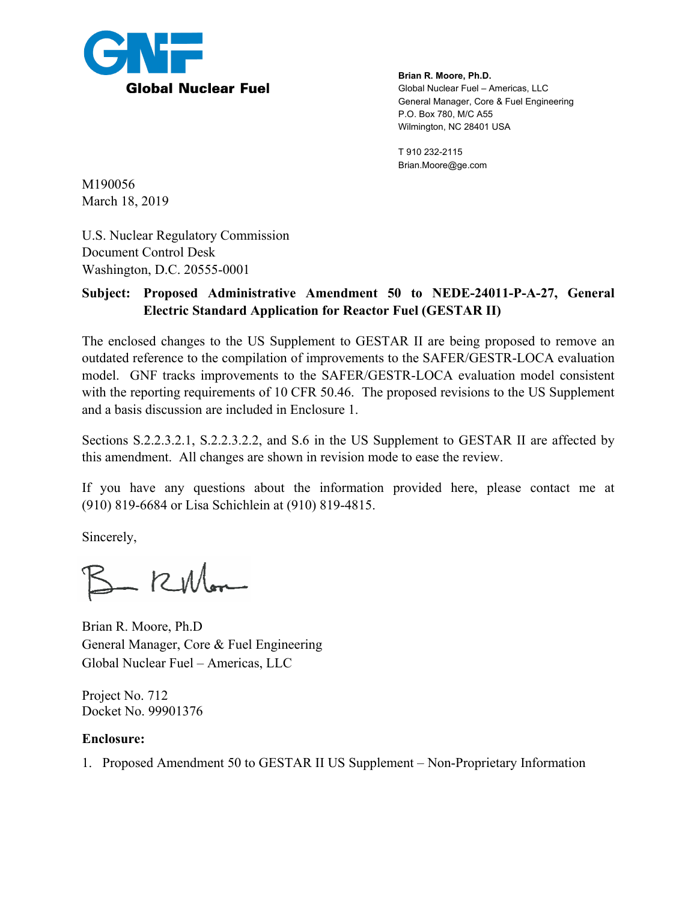**GNF**
**Global Nuclear Fuel**

**Brian R. Moore, Ph.D.**
Global Nuclear Fuel – Americas, LLC
General Manager, Core & Fuel Engineering
P.O. Box 780, M/C A55
Wilmington, NC 28401 USA

T 910 232-2115
Brian.Moore@ge.com

M190056
March 18, 2019

U.S. Nuclear Regulatory Commission
Document Control Desk
Washington, D.C. 20555-0001

**Subject: Proposed Administrative Amendment 50 to NEDE-24011-P-A-27, General Electric Standard Application for Reactor Fuel (GESTAR II)**

The enclosed changes to the US Supplement to GESTAR II are being proposed to remove an outdated reference to the compilation of improvements to the SAFER/GESTR-LOCA evaluation model. GNF tracks improvements to the SAFER/GESTR-LOCA evaluation model consistent with the reporting requirements of 10 CFR 50.46. The proposed revisions to the US Supplement and a basis discussion are included in Enclosure 1.

Sections S.2.2.3.2.1, S.2.2.3.2.2, and S.6 in the US Supplement to GESTAR II are affected by this amendment. All changes are shown in revision mode to ease the review.

If you have any questions about the information provided here, please contact me at (910) 819-6684 or Lisa Schichlein at (910) 819-4815.

Sincerely,

Brian R. Moore, Ph.D
General Manager, Core & Fuel Engineering
Global Nuclear Fuel – Americas, LLC

Project No. 712
Docket No. 99901376

**Enclosure:**

1. Proposed Amendment 50 to GESTAR II US Supplement – Non-Proprietary Information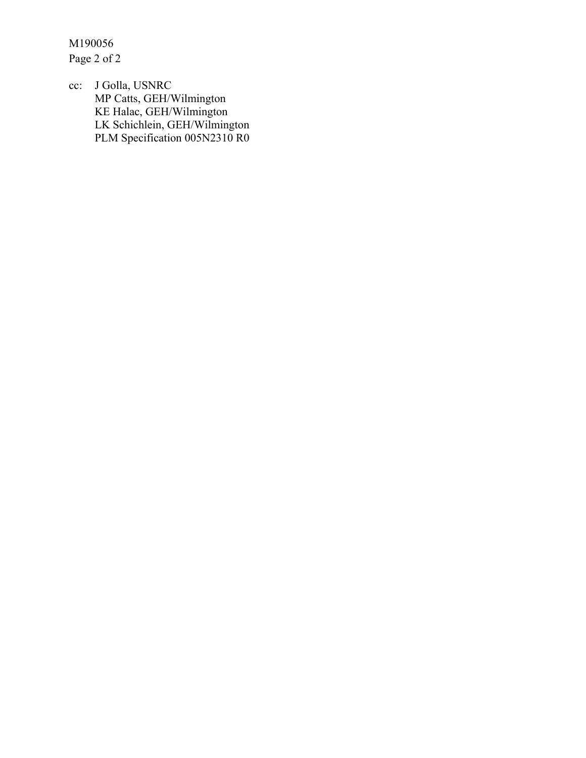cc: J Golla, USNRC
MP Catts, GEH/Wilmington
KE Halac, GEH/Wilmington
LK Schichlein, GEH/Wilmington
PLM Specification 005N2310 R0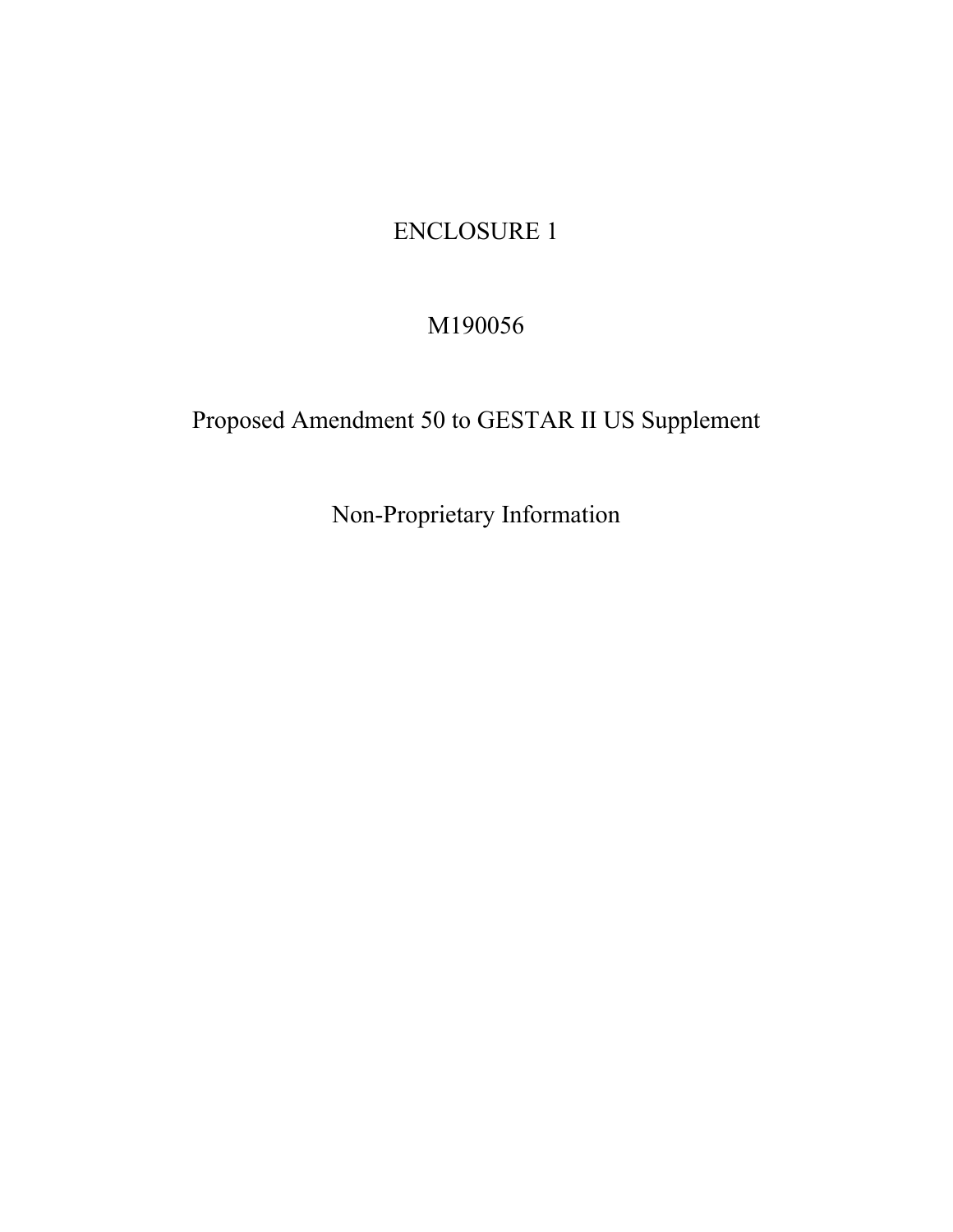ENCLOSURE 1

M190056

Proposed Amendment 50 to GESTAR II US Supplement

Non-Proprietary Information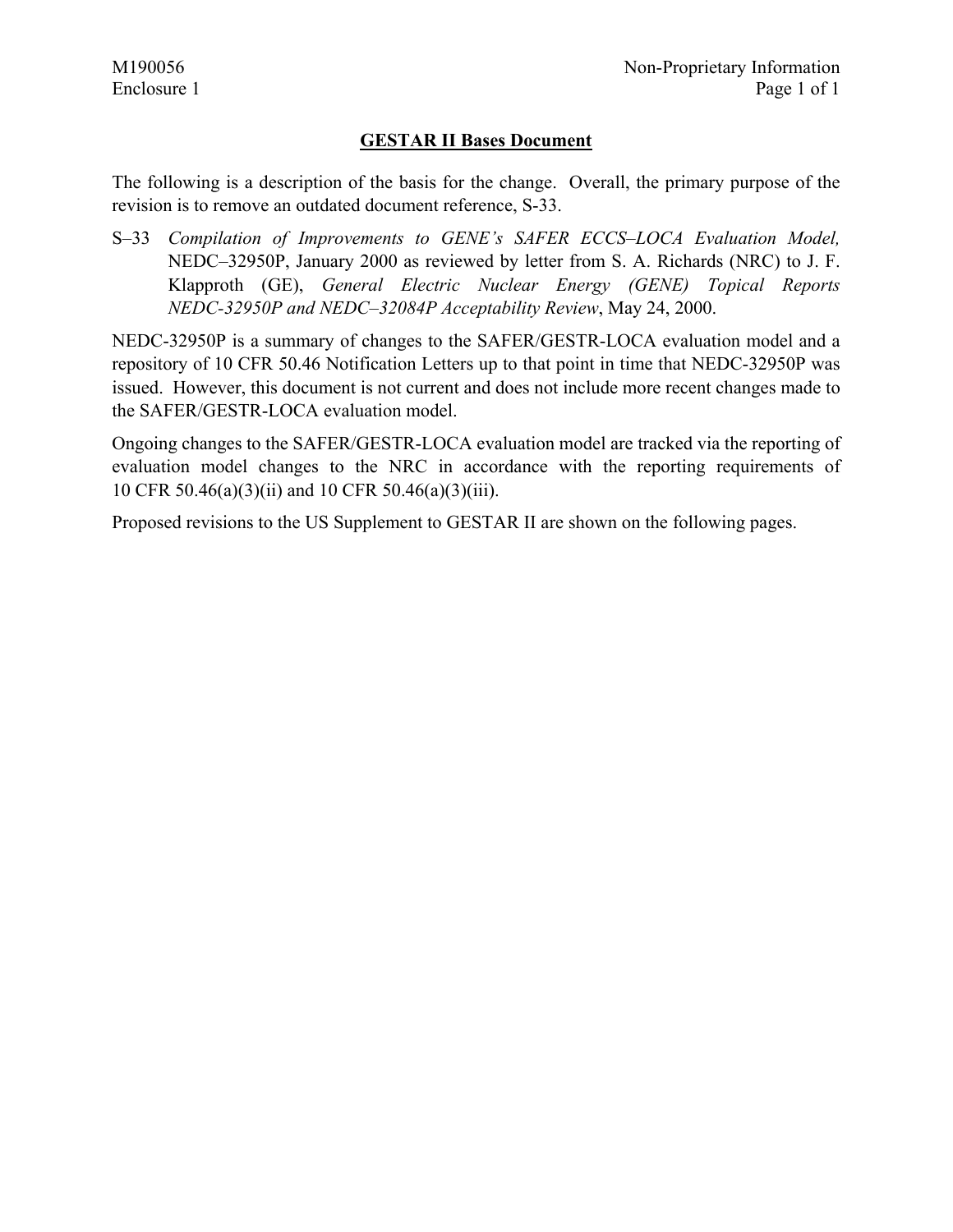## GESTAR II Bases Document

The following is a description of the basis for the change. Overall, the primary purpose of the revision is to remove an outdated document reference, S-33.

S–33 *Compilation of Improvements to GENE's SAFER ECCS–LOCA Evaluation Model,* NEDC–32950P, January 2000 as reviewed by letter from S. A. Richards (NRC) to J. F. Klapproth (GE), *General Electric Nuclear Energy (GENE) Topical Reports NEDC-32950P and NEDC–32084P Acceptability Review*, May 24, 2000.

NEDC-32950P is a summary of changes to the SAFER/GESTR-LOCA evaluation model and a repository of 10 CFR 50.46 Notification Letters up to that point in time that NEDC-32950P was issued. However, this document is not current and does not include more recent changes made to the SAFER/GESTR-LOCA evaluation model.

Ongoing changes to the SAFER/GESTR-LOCA evaluation model are tracked via the reporting of evaluation model changes to the NRC in accordance with the reporting requirements of 10 CFR 50.46(a)(3)(ii) and 10 CFR 50.46(a)(3)(iii).

Proposed revisions to the US Supplement to GESTAR II are shown on the following pages.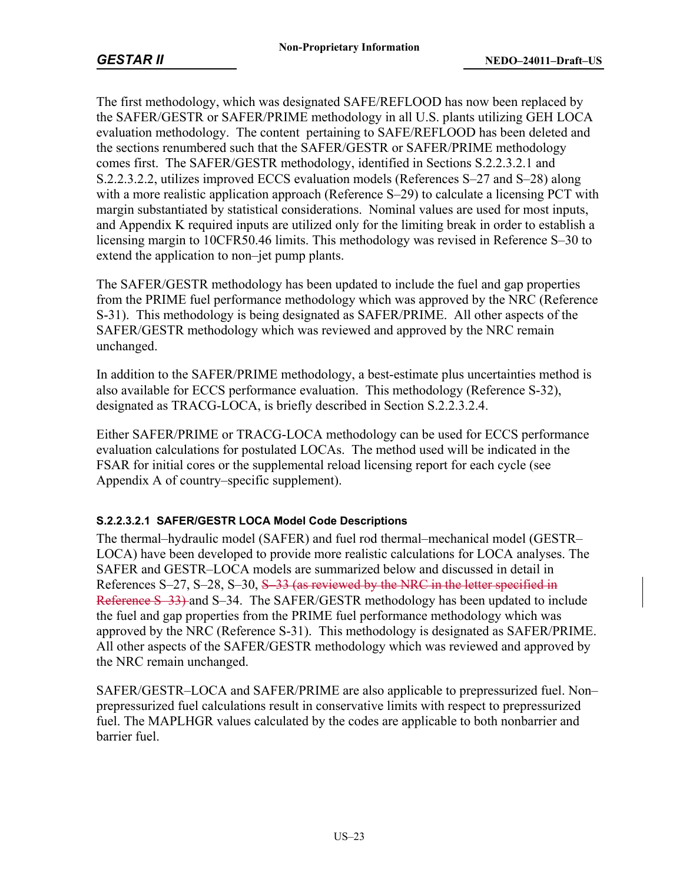The first methodology, which was designated SAFE/REFLOOD has now been replaced by the SAFER/GESTR or SAFER/PRIME methodology in all U.S. plants utilizing GEH LOCA evaluation methodology. The content pertaining to SAFE/REFLOOD has been deleted and the sections renumbered such that the SAFER/GESTR or SAFER/PRIME methodology comes first. The SAFER/GESTR methodology, identified in Sections S.2.2.3.2.1 and S.2.2.3.2.2, utilizes improved ECCS evaluation models (References S–27 and S–28) along with a more realistic application approach (Reference S–29) to calculate a licensing PCT with margin substantiated by statistical considerations. Nominal values are used for most inputs, and Appendix K required inputs are utilized only for the limiting break in order to establish a licensing margin to 10CFR50.46 limits. This methodology was revised in Reference S–30 to extend the application to non–jet pump plants.

The SAFER/GESTR methodology has been updated to include the fuel and gap properties from the PRIME fuel performance methodology which was approved by the NRC (Reference S-31). This methodology is being designated as SAFER/PRIME. All other aspects of the SAFER/GESTR methodology which was reviewed and approved by the NRC remain unchanged.

In addition to the SAFER/PRIME methodology, a best-estimate plus uncertainties method is also available for ECCS performance evaluation. This methodology (Reference S-32), designated as TRACG-LOCA, is briefly described in Section S.2.2.3.2.4.

Either SAFER/PRIME or TRACG-LOCA methodology can be used for ECCS performance evaluation calculations for postulated LOCAs. The method used will be indicated in the FSAR for initial cores or the supplemental reload licensing report for each cycle (see Appendix A of country–specific supplement).

#### S.2.2.3.2.1 SAFER/GESTR LOCA Model Code Descriptions

The thermal–hydraulic model (SAFER) and fuel rod thermal–mechanical model (GESTR–LOCA) have been developed to provide more realistic calculations for LOCA analyses. The SAFER and GESTR–LOCA models are summarized below and discussed in detail in References S–27, S–28, S–30, ~~S–33 (as reviewed by the NRC in the letter specified in Reference S–33)~~ and S–34. The SAFER/GESTR methodology has been updated to include the fuel and gap properties from the PRIME fuel performance methodology which was approved by the NRC (Reference S-31). This methodology is designated as SAFER/PRIME. All other aspects of the SAFER/GESTR methodology which was reviewed and approved by the NRC remain unchanged.

SAFER/GESTR–LOCA and SAFER/PRIME are also applicable to prepressurized fuel. Non–prepressurized fuel calculations result in conservative limits with respect to prepressurized fuel. The MAPLHGR values calculated by the codes are applicable to both nonbarrier and barrier fuel.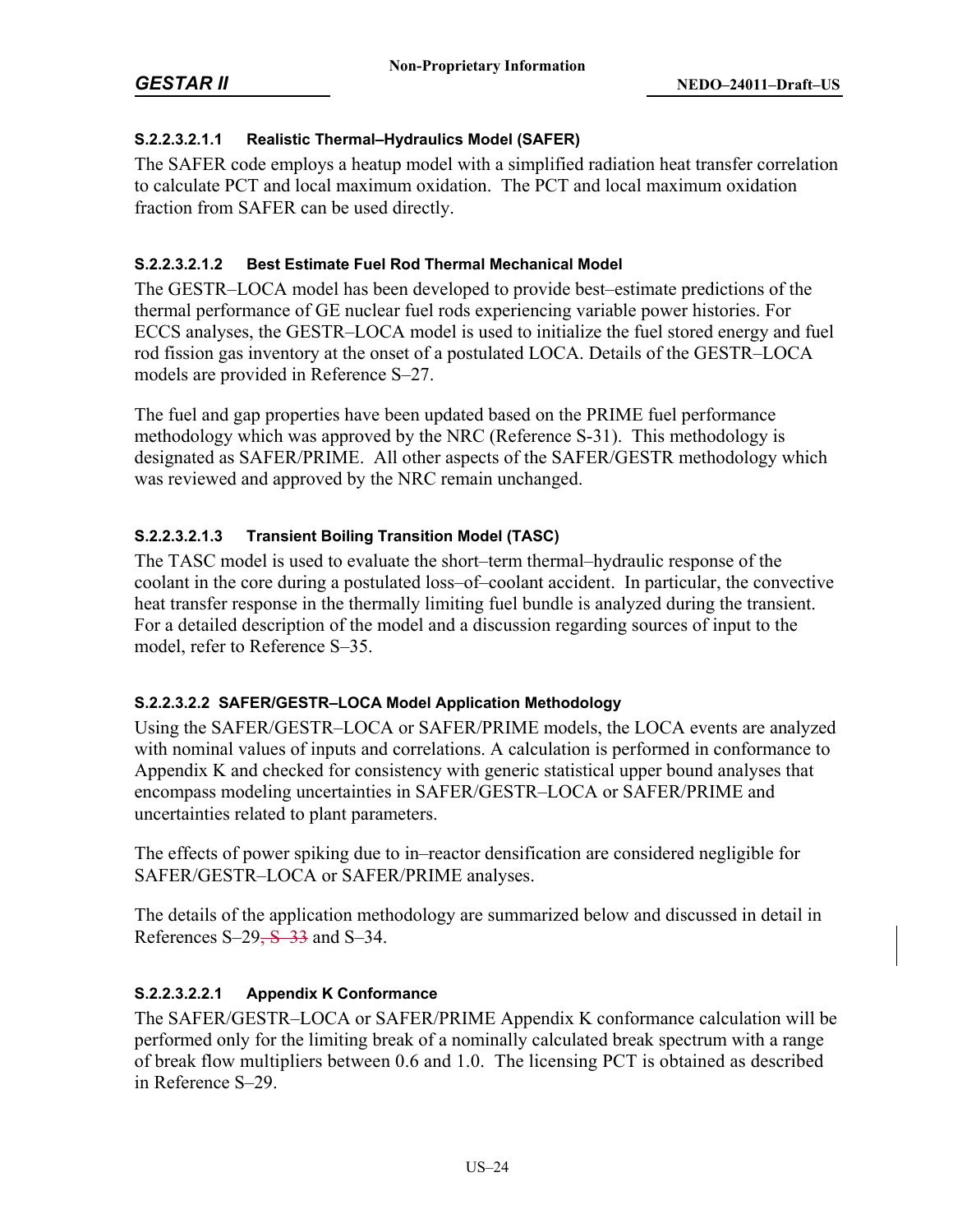#### S.2.2.3.2.1.1 Realistic Thermal–Hydraulics Model (SAFER)

The SAFER code employs a heatup model with a simplified radiation heat transfer correlation to calculate PCT and local maximum oxidation. The PCT and local maximum oxidation fraction from SAFER can be used directly.

#### S.2.2.3.2.1.2 Best Estimate Fuel Rod Thermal Mechanical Model

The GESTR–LOCA model has been developed to provide best–estimate predictions of the thermal performance of GE nuclear fuel rods experiencing variable power histories. For ECCS analyses, the GESTR–LOCA model is used to initialize the fuel stored energy and fuel rod fission gas inventory at the onset of a postulated LOCA. Details of the GESTR–LOCA models are provided in Reference S–27.

The fuel and gap properties have been updated based on the PRIME fuel performance methodology which was approved by the NRC (Reference S-31). This methodology is designated as SAFER/PRIME. All other aspects of the SAFER/GESTR methodology which was reviewed and approved by the NRC remain unchanged.

#### S.2.2.3.2.1.3 Transient Boiling Transition Model (TASC)

The TASC model is used to evaluate the short–term thermal–hydraulic response of the coolant in the core during a postulated loss–of–coolant accident. In particular, the convective heat transfer response in the thermally limiting fuel bundle is analyzed during the transient. For a detailed description of the model and a discussion regarding sources of input to the model, refer to Reference S–35.

#### S.2.2.3.2.2 SAFER/GESTR–LOCA Model Application Methodology

Using the SAFER/GESTR–LOCA or SAFER/PRIME models, the LOCA events are analyzed with nominal values of inputs and correlations. A calculation is performed in conformance to Appendix K and checked for consistency with generic statistical upper bound analyses that encompass modeling uncertainties in SAFER/GESTR–LOCA or SAFER/PRIME and uncertainties related to plant parameters.

The effects of power spiking due to in–reactor densification are considered negligible for SAFER/GESTR–LOCA or SAFER/PRIME analyses.

The details of the application methodology are summarized below and discussed in detail in References S–29~~, S–33~~ and S–34.

#### S.2.2.3.2.2.1 Appendix K Conformance

The SAFER/GESTR–LOCA or SAFER/PRIME Appendix K conformance calculation will be performed only for the limiting break of a nominally calculated break spectrum with a range of break flow multipliers between 0.6 and 1.0. The licensing PCT is obtained as described in Reference S–29.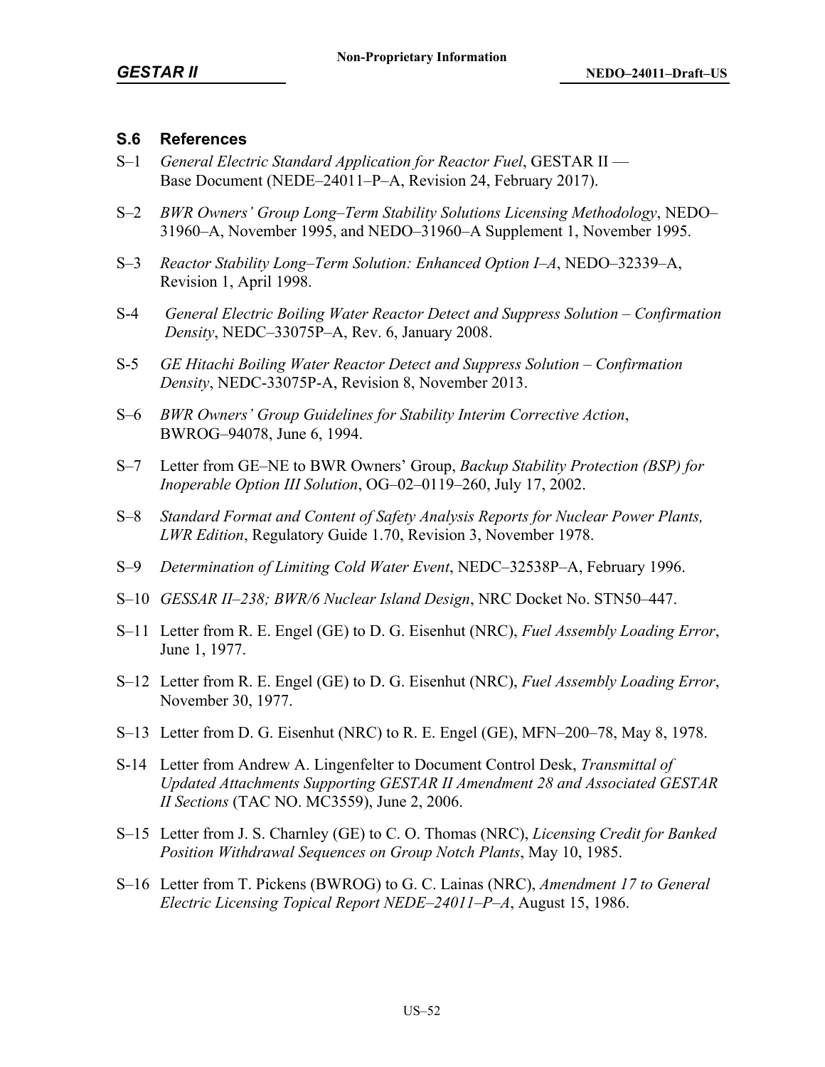## S.6 References

S–1 *General Electric Standard Application for Reactor Fuel*, GESTAR II — Base Document (NEDE–24011–P–A, Revision 24, February 2017).

S–2 *BWR Owners' Group Long–Term Stability Solutions Licensing Methodology*, NEDO–31960–A, November 1995, and NEDO–31960–A Supplement 1, November 1995.

S–3 *Reactor Stability Long–Term Solution: Enhanced Option I–A*, NEDO–32339–A, Revision 1, April 1998.

S-4 *General Electric Boiling Water Reactor Detect and Suppress Solution – Confirmation Density*, NEDC–33075P–A, Rev. 6, January 2008.

S-5 *GE Hitachi Boiling Water Reactor Detect and Suppress Solution – Confirmation Density*, NEDC-33075P-A, Revision 8, November 2013.

S–6 *BWR Owners' Group Guidelines for Stability Interim Corrective Action*, BWROG–94078, June 6, 1994.

S–7 Letter from GE–NE to BWR Owners' Group, *Backup Stability Protection (BSP) for Inoperable Option III Solution*, OG–02–0119–260, July 17, 2002.

S–8 *Standard Format and Content of Safety Analysis Reports for Nuclear Power Plants, LWR Edition*, Regulatory Guide 1.70, Revision 3, November 1978.

S–9 *Determination of Limiting Cold Water Event*, NEDC–32538P–A, February 1996.

S–10 *GESSAR II–238; BWR/6 Nuclear Island Design*, NRC Docket No. STN50–447.

S–11 Letter from R. E. Engel (GE) to D. G. Eisenhut (NRC), *Fuel Assembly Loading Error*, June 1, 1977.

S–12 Letter from R. E. Engel (GE) to D. G. Eisenhut (NRC), *Fuel Assembly Loading Error*, November 30, 1977.

S–13 Letter from D. G. Eisenhut (NRC) to R. E. Engel (GE), MFN–200–78, May 8, 1978.

S-14 Letter from Andrew A. Lingenfelter to Document Control Desk, *Transmittal of Updated Attachments Supporting GESTAR II Amendment 28 and Associated GESTAR II Sections* (TAC NO. MC3559), June 2, 2006.

S–15 Letter from J. S. Charnley (GE) to C. O. Thomas (NRC), *Licensing Credit for Banked Position Withdrawal Sequences on Group Notch Plants*, May 10, 1985.

S–16 Letter from T. Pickens (BWROG) to G. C. Lainas (NRC), *Amendment 17 to General Electric Licensing Topical Report NEDE–24011–P–A*, August 15, 1986.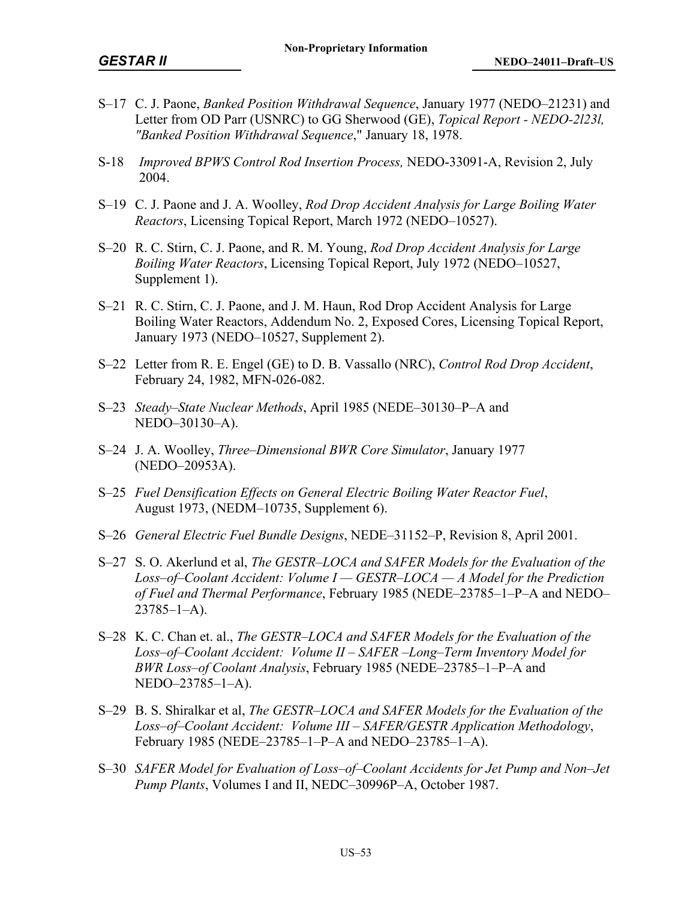S–17 C. J. Paone, *Banked Position Withdrawal Sequence*, January 1977 (NEDO–21231) and Letter from OD Parr (USNRC) to GG Sherwood (GE), *Topical Report - NEDO-2l23l, "Banked Position Withdrawal Sequence*," January 18, 1978.

S-18 *Improved BPWS Control Rod Insertion Process,* NEDO-33091-A, Revision 2, July 2004.

S–19 C. J. Paone and J. A. Woolley, *Rod Drop Accident Analysis for Large Boiling Water Reactors*, Licensing Topical Report, March 1972 (NEDO–10527).

S–20 R. C. Stirn, C. J. Paone, and R. M. Young, *Rod Drop Accident Analysis for Large Boiling Water Reactors*, Licensing Topical Report, July 1972 (NEDO–10527, Supplement 1).

S–21 R. C. Stirn, C. J. Paone, and J. M. Haun, Rod Drop Accident Analysis for Large Boiling Water Reactors, Addendum No. 2, Exposed Cores, Licensing Topical Report, January 1973 (NEDO–10527, Supplement 2).

S–22 Letter from R. E. Engel (GE) to D. B. Vassallo (NRC), *Control Rod Drop Accident*, February 24, 1982, MFN-026-082.

S–23 *Steady–State Nuclear Methods*, April 1985 (NEDE–30130–P–A and NEDO–30130–A).

S–24 J. A. Woolley, *Three–Dimensional BWR Core Simulator*, January 1977 (NEDO–20953A).

S–25 *Fuel Densification Effects on General Electric Boiling Water Reactor Fuel*, August 1973, (NEDM–10735, Supplement 6).

S–26 *General Electric Fuel Bundle Designs*, NEDE–31152–P, Revision 8, April 2001.

S–27 S. O. Akerlund et al, *The GESTR–LOCA and SAFER Models for the Evaluation of the Loss–of–Coolant Accident: Volume I — GESTR–LOCA — A Model for the Prediction of Fuel and Thermal Performance*, February 1985 (NEDE–23785–1–P–A and NEDO–23785–1–A).

S–28 K. C. Chan et. al., *The GESTR–LOCA and SAFER Models for the Evaluation of the Loss–of–Coolant Accident: Volume II – SAFER –Long–Term Inventory Model for BWR Loss–of Coolant Analysis*, February 1985 (NEDE–23785–1–P–A and NEDO–23785–1–A).

S–29 B. S. Shiralkar et al, *The GESTR–LOCA and SAFER Models for the Evaluation of the Loss–of–Coolant Accident: Volume III – SAFER/GESTR Application Methodology*, February 1985 (NEDE–23785–1–P–A and NEDO–23785–1–A).

S–30 *SAFER Model for Evaluation of Loss–of–Coolant Accidents for Jet Pump and Non–Jet Pump Plants*, Volumes I and II, NEDC–30996P–A, October 1987.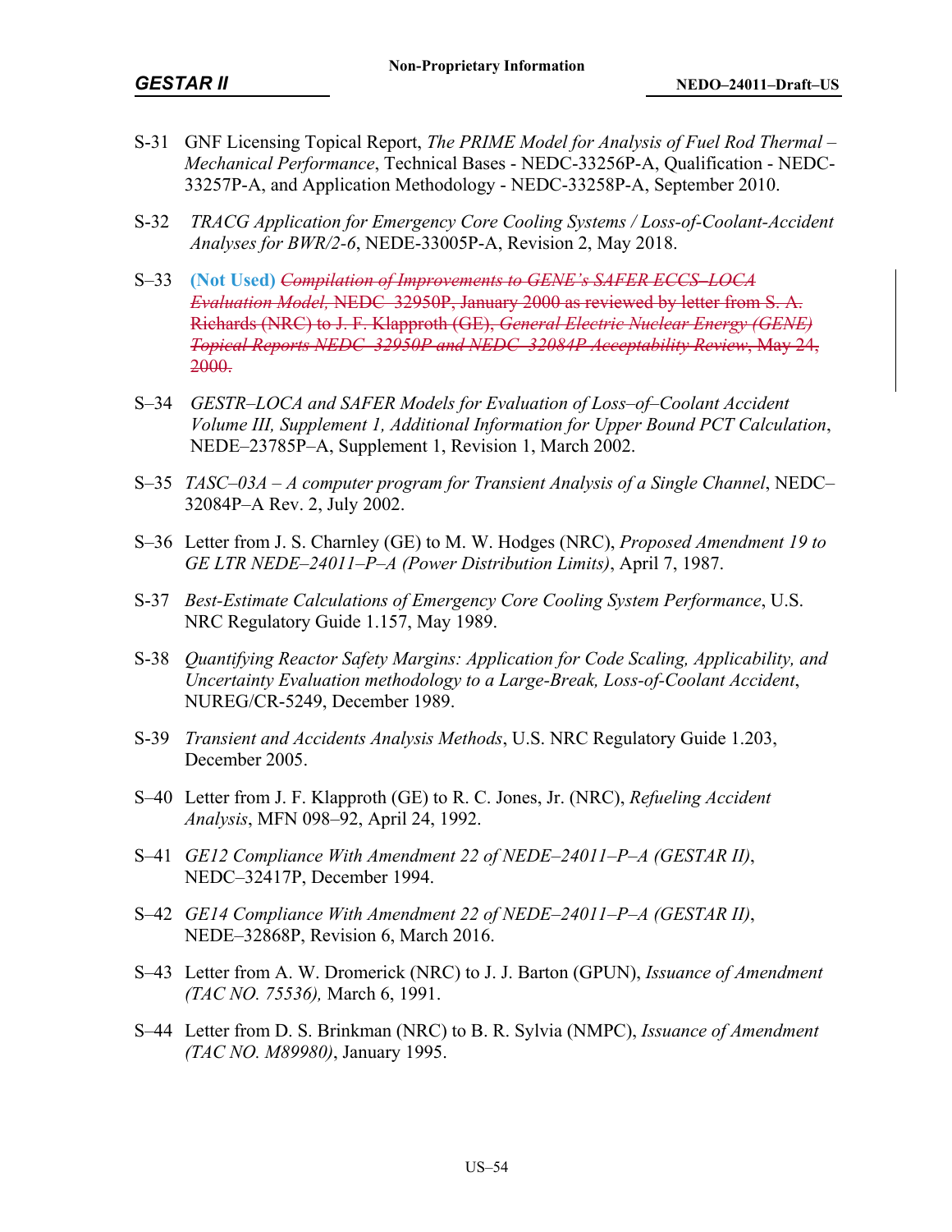S-31 GNF Licensing Topical Report, *The PRIME Model for Analysis of Fuel Rod Thermal – Mechanical Performance*, Technical Bases - NEDC-33256P-A, Qualification - NEDC-33257P-A, and Application Methodology - NEDC-33258P-A, September 2010.

S-32 *TRACG Application for Emergency Core Cooling Systems / Loss-of-Coolant-Accident Analyses for BWR/2-6*, NEDE-33005P-A, Revision 2, May 2018.

S–33 **(Not Used)** ~~*Compilation of Improvements to GENE's SAFER ECCS–LOCA Evaluation Model*, NEDC–32950P, January 2000 as reviewed by letter from S. A. Richards (NRC) to J. F. Klapproth (GE), *General Electric Nuclear Energy (GENE) Topical Reports NEDC–32950P and NEDC–32084P Acceptability Review*, May 24, 2000.~~

S–34 *GESTR–LOCA and SAFER Models for Evaluation of Loss–of–Coolant Accident Volume III, Supplement 1, Additional Information for Upper Bound PCT Calculation*, NEDE–23785P–A, Supplement 1, Revision 1, March 2002.

S–35 *TASC–03A – A computer program for Transient Analysis of a Single Channel*, NEDC–32084P–A Rev. 2, July 2002.

S–36 Letter from J. S. Charnley (GE) to M. W. Hodges (NRC), *Proposed Amendment 19 to GE LTR NEDE–24011–P–A (Power Distribution Limits)*, April 7, 1987.

S-37 *Best-Estimate Calculations of Emergency Core Cooling System Performance*, U.S. NRC Regulatory Guide 1.157, May 1989.

S-38 *Quantifying Reactor Safety Margins: Application for Code Scaling, Applicability, and Uncertainty Evaluation methodology to a Large-Break, Loss-of-Coolant Accident*, NUREG/CR-5249, December 1989.

S-39 *Transient and Accidents Analysis Methods*, U.S. NRC Regulatory Guide 1.203, December 2005.

S–40 Letter from J. F. Klapproth (GE) to R. C. Jones, Jr. (NRC), *Refueling Accident Analysis*, MFN 098–92, April 24, 1992.

S–41 *GE12 Compliance With Amendment 22 of NEDE–24011–P–A (GESTAR II)*, NEDC–32417P, December 1994.

S–42 *GE14 Compliance With Amendment 22 of NEDE–24011–P–A (GESTAR II)*, NEDE–32868P, Revision 6, March 2016.

S–43 Letter from A. W. Dromerick (NRC) to J. J. Barton (GPUN), *Issuance of Amendment (TAC NO. 75536),* March 6, 1991.

S–44 Letter from D. S. Brinkman (NRC) to B. R. Sylvia (NMPC), *Issuance of Amendment (TAC NO. M89980)*, January 1995.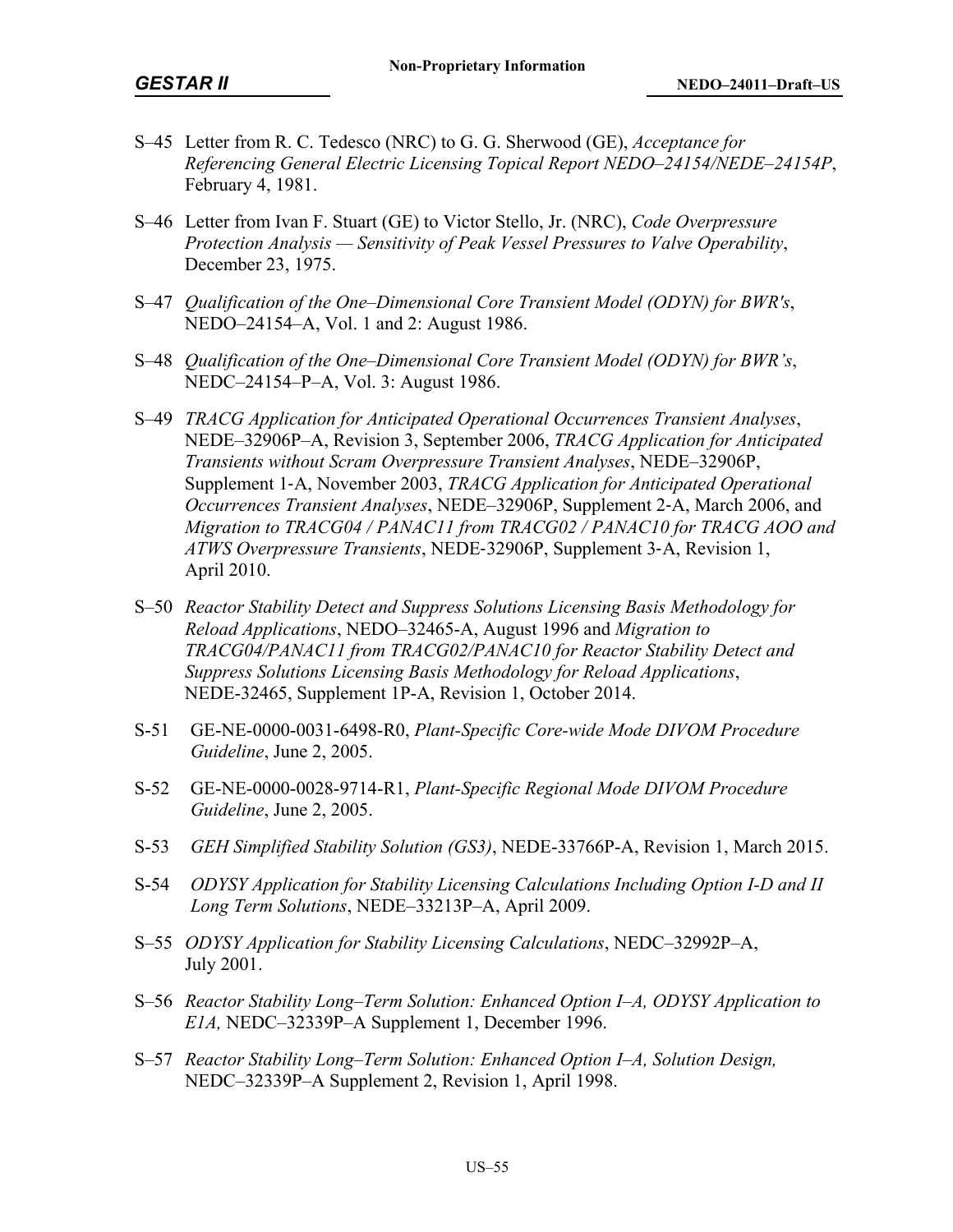S–45 Letter from R. C. Tedesco (NRC) to G. G. Sherwood (GE), *Acceptance for Referencing General Electric Licensing Topical Report NEDO–24154/NEDE–24154P*, February 4, 1981.

S–46 Letter from Ivan F. Stuart (GE) to Victor Stello, Jr. (NRC), *Code Overpressure Protection Analysis — Sensitivity of Peak Vessel Pressures to Valve Operability*, December 23, 1975.

S–47 *Qualification of the One–Dimensional Core Transient Model (ODYN) for BWR's*, NEDO–24154–A, Vol. 1 and 2: August 1986.

S–48 *Qualification of the One–Dimensional Core Transient Model (ODYN) for BWR's*, NEDC–24154–P–A, Vol. 3: August 1986.

S–49 *TRACG Application for Anticipated Operational Occurrences Transient Analyses*, NEDE–32906P–A, Revision 3, September 2006, *TRACG Application for Anticipated Transients without Scram Overpressure Transient Analyses*, NEDE–32906P, Supplement 1-A, November 2003, *TRACG Application for Anticipated Operational Occurrences Transient Analyses*, NEDE–32906P, Supplement 2-A, March 2006, and *Migration to TRACG04 / PANAC11 from TRACG02 / PANAC10 for TRACG AOO and ATWS Overpressure Transients*, NEDE-32906P, Supplement 3-A, Revision 1, April 2010.

S–50 *Reactor Stability Detect and Suppress Solutions Licensing Basis Methodology for Reload Applications*, NEDO–32465-A, August 1996 and *Migration to TRACG04/PANAC11 from TRACG02/PANAC10 for Reactor Stability Detect and Suppress Solutions Licensing Basis Methodology for Reload Applications*, NEDE-32465, Supplement 1P-A, Revision 1, October 2014.

S-51 GE-NE-0000-0031-6498-R0, *Plant-Specific Core-wide Mode DIVOM Procedure Guideline*, June 2, 2005.

S-52 GE-NE-0000-0028-9714-R1, *Plant-Specific Regional Mode DIVOM Procedure Guideline*, June 2, 2005.

S-53 *GEH Simplified Stability Solution (GS3)*, NEDE-33766P-A, Revision 1, March 2015.

S-54 *ODYSY Application for Stability Licensing Calculations Including Option I-D and II Long Term Solutions*, NEDE–33213P–A, April 2009.

S–55 *ODYSY Application for Stability Licensing Calculations*, NEDC–32992P–A, July 2001.

S–56 *Reactor Stability Long–Term Solution: Enhanced Option I–A, ODYSY Application to E1A,* NEDC–32339P–A Supplement 1, December 1996.

S–57 *Reactor Stability Long–Term Solution: Enhanced Option I–A, Solution Design,* NEDC–32339P–A Supplement 2, Revision 1, April 1998.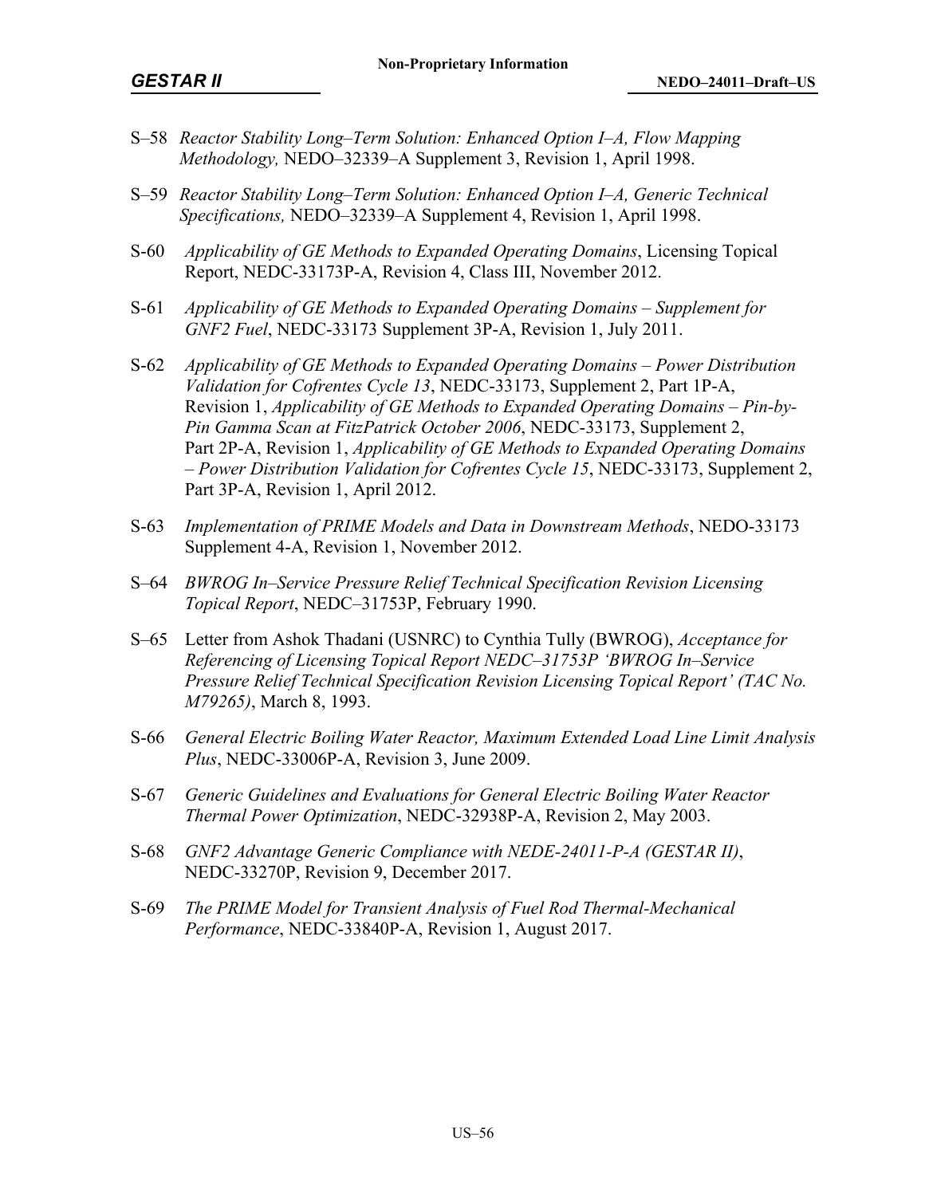S–58 *Reactor Stability Long–Term Solution: Enhanced Option I–A, Flow Mapping Methodology,* NEDO–32339–A Supplement 3, Revision 1, April 1998.

S–59 *Reactor Stability Long–Term Solution: Enhanced Option I–A, Generic Technical Specifications,* NEDO–32339–A Supplement 4, Revision 1, April 1998.

S-60 *Applicability of GE Methods to Expanded Operating Domains*, Licensing Topical Report, NEDC-33173P-A, Revision 4, Class III, November 2012.

S-61 *Applicability of GE Methods to Expanded Operating Domains – Supplement for GNF2 Fuel*, NEDC-33173 Supplement 3P-A, Revision 1, July 2011.

S-62 *Applicability of GE Methods to Expanded Operating Domains – Power Distribution Validation for Cofrentes Cycle 13*, NEDC-33173, Supplement 2, Part 1P-A, Revision 1, *Applicability of GE Methods to Expanded Operating Domains – Pin-by-Pin Gamma Scan at FitzPatrick October 2006*, NEDC-33173, Supplement 2, Part 2P-A, Revision 1, *Applicability of GE Methods to Expanded Operating Domains – Power Distribution Validation for Cofrentes Cycle 15*, NEDC-33173, Supplement 2, Part 3P-A, Revision 1, April 2012.

S-63 *Implementation of PRIME Models and Data in Downstream Methods*, NEDO-33173 Supplement 4-A, Revision 1, November 2012.

S–64 *BWROG In–Service Pressure Relief Technical Specification Revision Licensing Topical Report*, NEDC–31753P, February 1990.

S–65 Letter from Ashok Thadani (USNRC) to Cynthia Tully (BWROG), *Acceptance for Referencing of Licensing Topical Report NEDC–31753P 'BWROG In–Service Pressure Relief Technical Specification Revision Licensing Topical Report' (TAC No. M79265)*, March 8, 1993.

S-66 *General Electric Boiling Water Reactor, Maximum Extended Load Line Limit Analysis Plus*, NEDC-33006P-A, Revision 3, June 2009.

S-67 *Generic Guidelines and Evaluations for General Electric Boiling Water Reactor Thermal Power Optimization*, NEDC-32938P-A, Revision 2, May 2003.

S-68 *GNF2 Advantage Generic Compliance with NEDE-24011-P-A (GESTAR II)*, NEDC-33270P, Revision 9, December 2017.

S-69 *The PRIME Model for Transient Analysis of Fuel Rod Thermal-Mechanical Performance*, NEDC-33840P-A, Revision 1, August 2017.